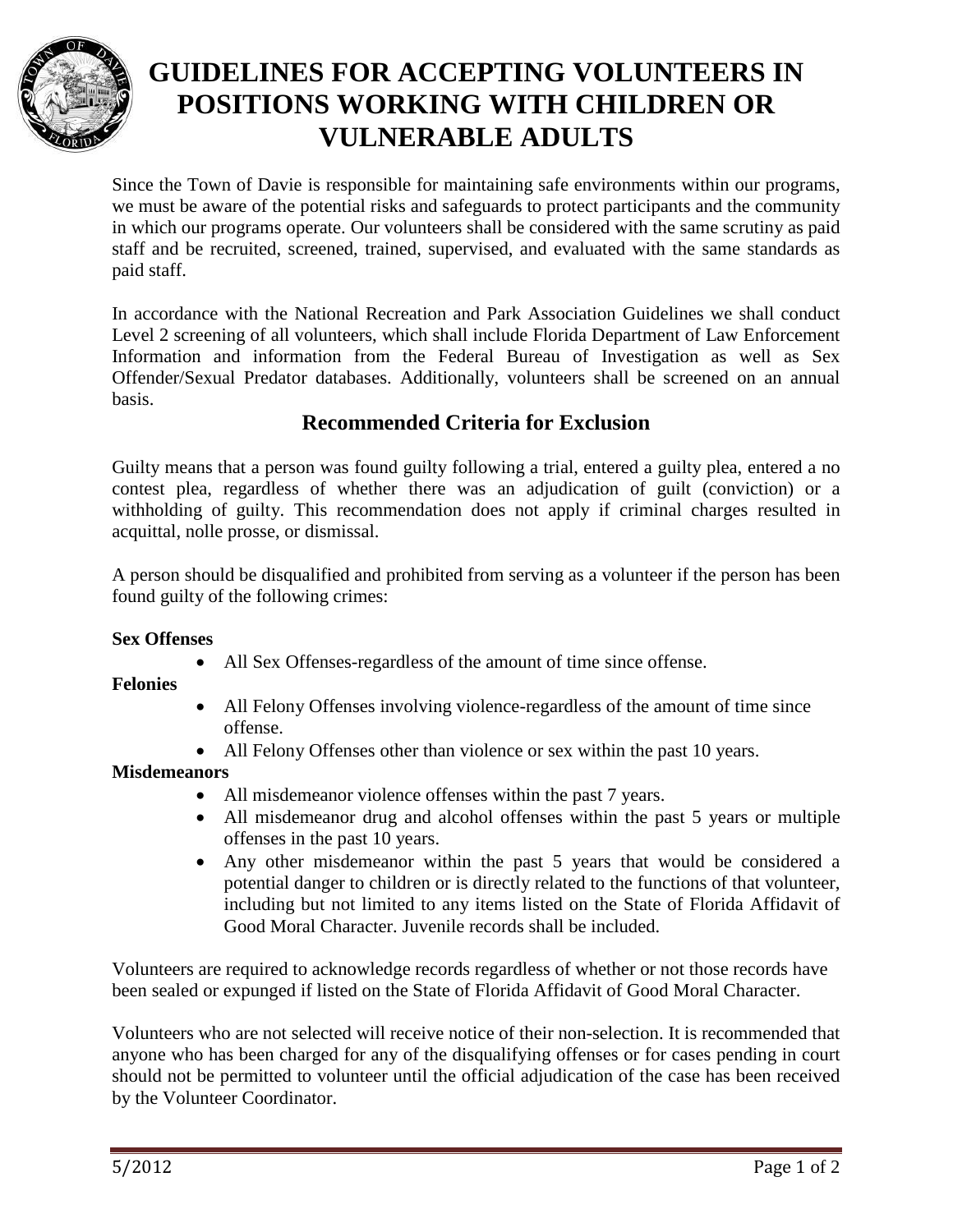# GUIDELINES FOR ACCEPTING VOLUNTEERS IN POSITIONS WORKING WITH CHILDREN OR VULNERABLE ADULTS

Since the Town of Davie is responsible for maintaining safe environments within our programs, we must be aware of the potential risks and safeguards to protect participants and the community in which our programs operate. Our volunteers shall be considered with the same scrutiny as paid staff and be recruited, screened, trained, supervised, and evaluated with the same standards as paid staff.

In accordance with the National Recreation and Park Association Guidelines we shall conduct Level 2 screening of all volunteers, which shall include Florida Department of Law Enforcement Information and information from the Federal Bureau of Investigation as well as Sex Offender/Sexual Predator databases. Additionally, volunteers shall be screened on an annual basis.

## Recommended Criteria for Exclusion

Guilty means that a person was found guilty following a trial, entered a guilty plea, entered a no contest plea, regardless of whether there was an adjudication of guilt (conviction) or a withholding of guilty. This recommendation does not apply if criminal charges resulted in acquittal, nolle prosse, or dismissal.

A person should be disqualified and prohibited from serving as a volunteer if the person has been found guilty of the following crimes:

**Sex Offenses**

- All Sex Offenses-regardless of the amount of time since offense.

**Felonies**

- All Felony Offenses involving violence-regardless of the amount of time since offense.
- All Felony Offenses other than violence or sex within the past 10 years.

**Misdemeanors**

- All misdemeanor violence offenses within the past 7 years.
- All misdemeanor drug and alcohol offenses within the past 5 years or multiple offenses in the past 10 years.
- Any other misdemeanor within the past 5 years that would be considered a potential danger to children or is directly related to the functions of that volunteer, including but not limited to any items listed on the State of Florida Affidavit of Good Moral Character. Juvenile records shall be included.

Volunteers are required to acknowledge records regardless of whether or not those records have been sealed or expunged if listed on the State of Florida Affidavit of Good Moral Character.

Volunteers who are not selected will receive notice of their non-selection. It is recommended that anyone who has been charged for any of the disqualifying offenses or for cases pending in court should not be permitted to volunteer until the official adjudication of the case has been received by the Volunteer Coordinator.

5/2012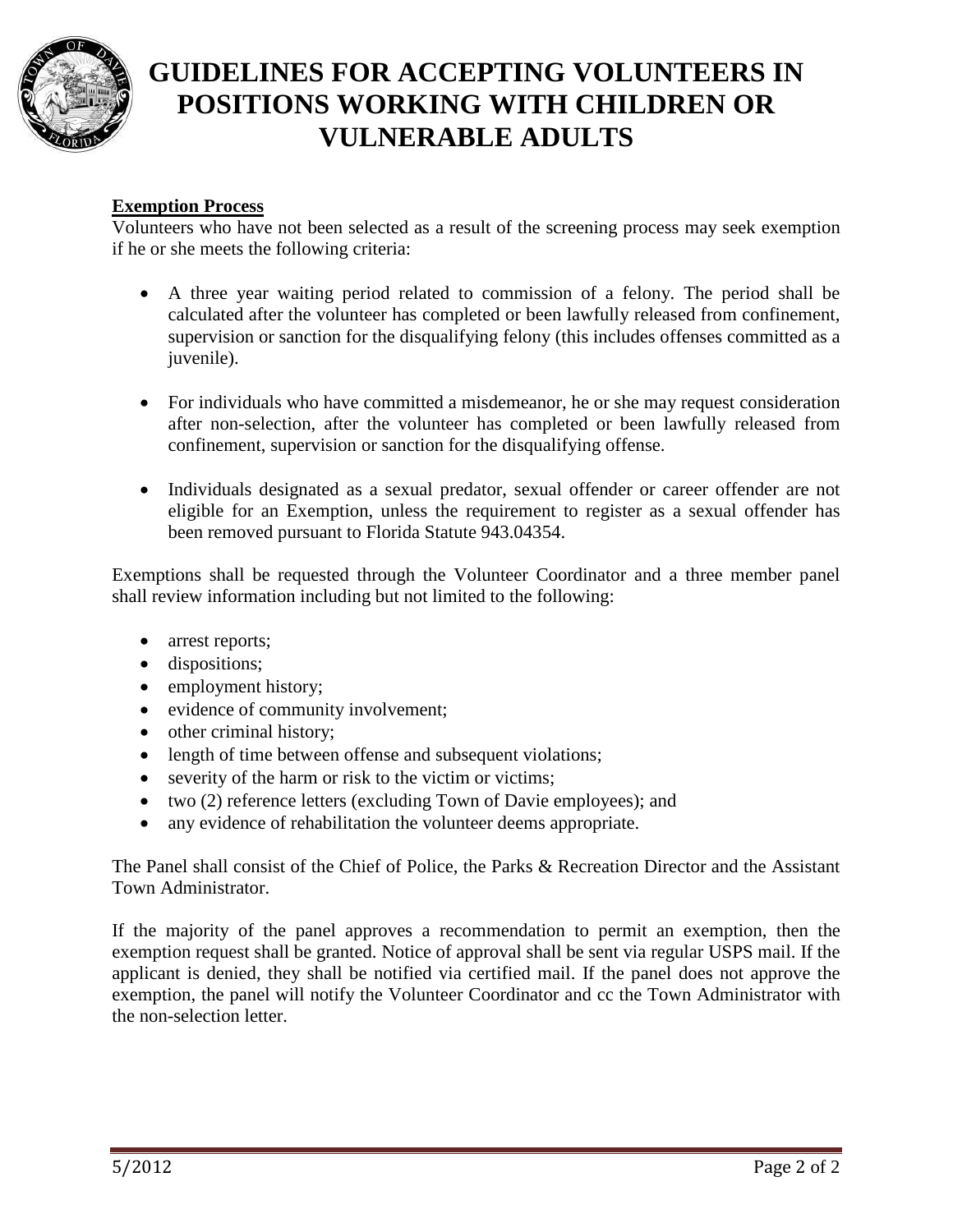# GUIDELINES FOR ACCEPTING VOLUNTEERS IN POSITIONS WORKING WITH CHILDREN OR VULNERABLE ADULTS

**Exemption Process**

Volunteers who have not been selected as a result of the screening process may seek exemption if he or she meets the following criteria:

- A three year waiting period related to commission of a felony. The period shall be calculated after the volunteer has completed or been lawfully released from confinement, supervision or sanction for the disqualifying felony (this includes offenses committed as a juvenile).
- For individuals who have committed a misdemeanor, he or she may request consideration after non-selection, after the volunteer has completed or been lawfully released from confinement, supervision or sanction for the disqualifying offense.
- Individuals designated as a sexual predator, sexual offender or career offender are not eligible for an Exemption, unless the requirement to register as a sexual offender has been removed pursuant to Florida Statute 943.04354.

Exemptions shall be requested through the Volunteer Coordinator and a three member panel shall review information including but not limited to the following:

- arrest reports;
- dispositions;
- employment history;
- evidence of community involvement;
- other criminal history;
- length of time between offense and subsequent violations;
- severity of the harm or risk to the victim or victims;
- two (2) reference letters (excluding Town of Davie employees); and
- any evidence of rehabilitation the volunteer deems appropriate.

The Panel shall consist of the Chief of Police, the Parks & Recreation Director and the Assistant Town Administrator.

If the majority of the panel approves a recommendation to permit an exemption, then the exemption request shall be granted. Notice of approval shall be sent via regular USPS mail. If the applicant is denied, they shall be notified via certified mail. If the panel does not approve the exemption, the panel will notify the Volunteer Coordinator and cc the Town Administrator with the non-selection letter.

5/2012